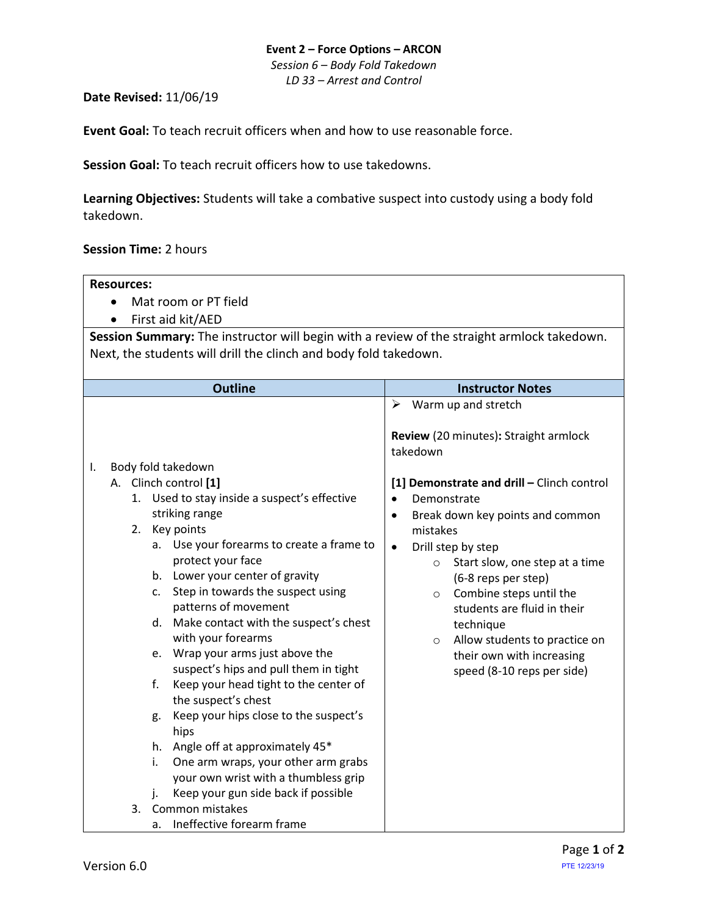**Event 2 – Force Options – ARCON**

*Session 6 – Body Fold Takedown*

*LD 33 – Arrest and Control*

**Date Revised:** 11/06/19

**Event Goal:** To teach recruit officers when and how to use reasonable force.

**Session Goal:** To teach recruit officers how to use takedowns.

**Learning Objectives:** Students will take a combative suspect into custody using a body fold takedown.

**Session Time:** 2 hours

**Resources:**

- Mat room or PT field
- First aid kit/AED

**Session Summary:** The instructor will begin with a review of the straight armlock takedown. Next, the students will drill the clinch and body fold takedown.

| Outline | Instructor Notes |
|---|---|
| | ➢ Warm up and stretch<br><br>**Review** (20 minutes)**:** Straight armlock takedown |
| I. Body fold takedown<br>A. Clinch control **[1]**<br>1. Used to stay inside a suspect's effective striking range<br>2. Key points<br>a. Use your forearms to create a frame to protect your face<br>b. Lower your center of gravity<br>c. Step in towards the suspect using patterns of movement<br>d. Make contact with the suspect's chest with your forearms<br>e. Wrap your arms just above the suspect's hips and pull them in tight<br>f. Keep your head tight to the center of the suspect's chest<br>g. Keep your hips close to the suspect's hips<br>h. Angle off at approximately 45*<br>i. One arm wraps, your other arm grabs your own wrist with a thumbless grip<br>j. Keep your gun side back if possible<br>3. Common mistakes<br>a. Ineffective forearm frame | **[1] Demonstrate and drill –** Clinch control<br>• Demonstrate<br>• Break down key points and common mistakes<br>• Drill step by step<br>○ Start slow, one step at a time (6-8 reps per step)<br>○ Combine steps until the students are fluid in their technique<br>○ Allow students to practice on their own with increasing speed (8-10 reps per side) |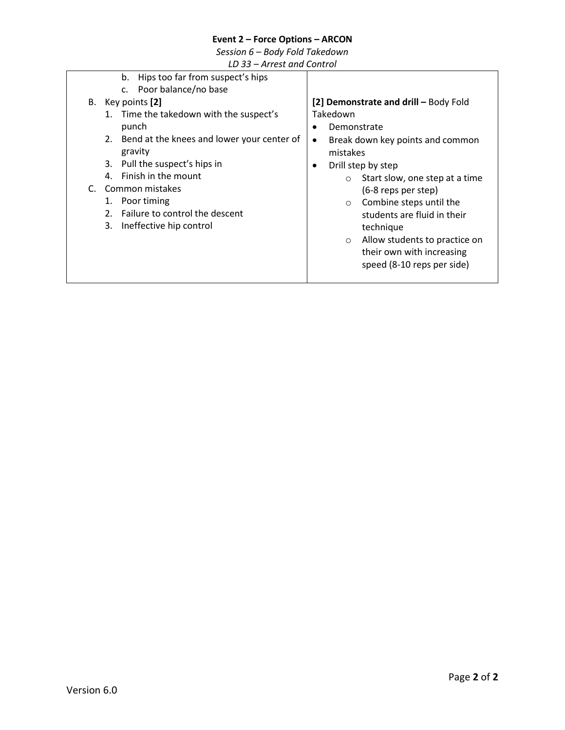| | |
|---|---|
| b. Hips too far from suspect's hips<br>c. Poor balance/no base<br>B. Key points **[2]**<br>1. Time the takedown with the suspect's punch<br>2. Bend at the knees and lower your center of gravity<br>3. Pull the suspect's hips in<br>4. Finish in the mount<br>C. Common mistakes<br>1. Poor timing<br>2. Failure to control the descent<br>3. Ineffective hip control | **[2] Demonstrate and drill –** Body Fold Takedown<br>• Demonstrate<br>• Break down key points and common mistakes<br>• Drill step by step<br>○ Start slow, one step at a time (6-8 reps per step)<br>○ Combine steps until the students are fluid in their technique<br>○ Allow students to practice on their own with increasing speed (8-10 reps per side) |